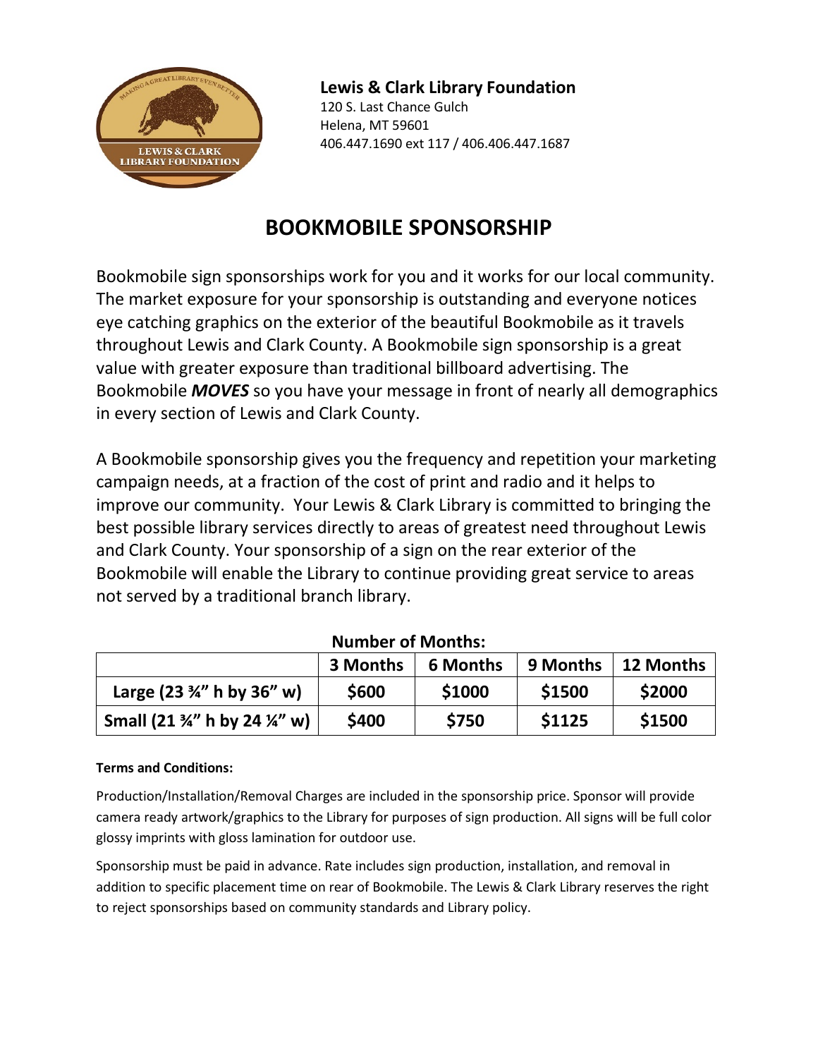**Lewis & Clark Library Foundation**
120 S. Last Chance Gulch
Helena, MT 59601
406.447.1690 ext 117 / 406.406.447.1687

# BOOKMOBILE SPONSORSHIP

Bookmobile sign sponsorships work for you and it works for our local community. The market exposure for your sponsorship is outstanding and everyone notices eye catching graphics on the exterior of the beautiful Bookmobile as it travels throughout Lewis and Clark County. A Bookmobile sign sponsorship is a great value with greater exposure than traditional billboard advertising. The Bookmobile ***MOVES*** so you have your message in front of nearly all demographics in every section of Lewis and Clark County.

A Bookmobile sponsorship gives you the frequency and repetition your marketing campaign needs, at a fraction of the cost of print and radio and it helps to improve our community. Your Lewis & Clark Library is committed to bringing the best possible library services directly to areas of greatest need throughout Lewis and Clark County. Your sponsorship of a sign on the rear exterior of the Bookmobile will enable the Library to continue providing great service to areas not served by a traditional branch library.

**Number of Months:**

| | 3 Months | 6 Months | 9 Months | 12 Months |
|---|---|---|---|---|
| Large (23 ¾" h by 36" w) | $600 | $1000 | $1500 | $2000 |
| Small (21 ¾" h by 24 ¼" w) | $400 | $750 | $1125 | $1500 |

**Terms and Conditions:**

Production/Installation/Removal Charges are included in the sponsorship price. Sponsor will provide camera ready artwork/graphics to the Library for purposes of sign production. All signs will be full color glossy imprints with gloss lamination for outdoor use.

Sponsorship must be paid in advance. Rate includes sign production, installation, and removal in addition to specific placement time on rear of Bookmobile. The Lewis & Clark Library reserves the right to reject sponsorships based on community standards and Library policy.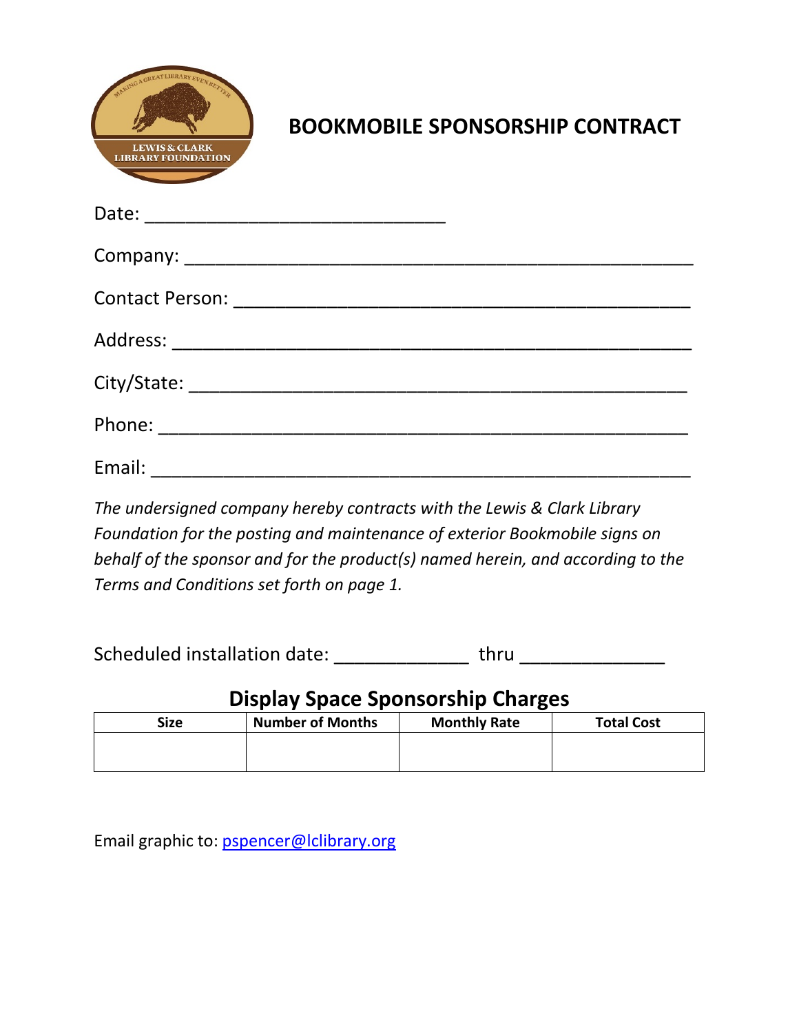# BOOKMOBILE SPONSORSHIP CONTRACT

Date: ______________________________

Company: ____________________________________________________

Contact Person: ______________________________________________

Address: _____________________________________________________

City/State: ___________________________________________________

Phone: ______________________________________________________

Email: _______________________________________________________

*The undersigned company hereby contracts with the Lewis & Clark Library Foundation for the posting and maintenance of exterior Bookmobile signs on behalf of the sponsor and for the product(s) named herein, and according to the Terms and Conditions set forth on page 1.*

Scheduled installation date: _____________ thru ______________

## Display Space Sponsorship Charges

| Size | Number of Months | Monthly Rate | Total Cost |
|---|---|---|---|
| | | | |

Email graphic to: pspencer@lclibrary.org